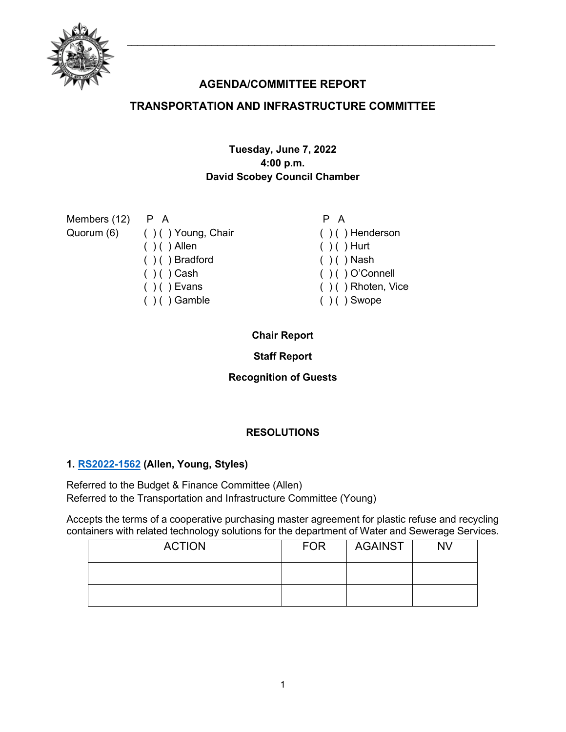## AGENDA/COMMITTEE REPORT

## TRANSPORTATION AND INFRASTRUCTURE COMMITTEE

**Tuesday, June 7, 2022**
**4:00 p.m.**
**David Scobey Council Chamber**

| Members (12) | P A | | P A | |
|---|---|---|---|---|
| Quorum (6) | ( ) ( ) | Young, Chair | ( ) ( ) | Henderson |
| | ( ) ( ) | Allen | ( ) ( ) | Hurt |
| | ( ) ( ) | Bradford | ( ) ( ) | Nash |
| | ( ) ( ) | Cash | ( ) ( ) | O'Connell |
| | ( ) ( ) | Evans | ( ) ( ) | Rhoten, Vice |
| | ( ) ( ) | Gamble | ( ) ( ) | Swope |

**Chair Report**

**Staff Report**

**Recognition of Guests**

### RESOLUTIONS

**1. RS2022-1562 (Allen, Young, Styles)**

Referred to the Budget & Finance Committee (Allen)
Referred to the Transportation and Infrastructure Committee (Young)

Accepts the terms of a cooperative purchasing master agreement for plastic refuse and recycling containers with related technology solutions for the department of Water and Sewerage Services.

| ACTION | FOR | AGAINST | NV |
|---|---|---|---|
| | | | |
| | | | |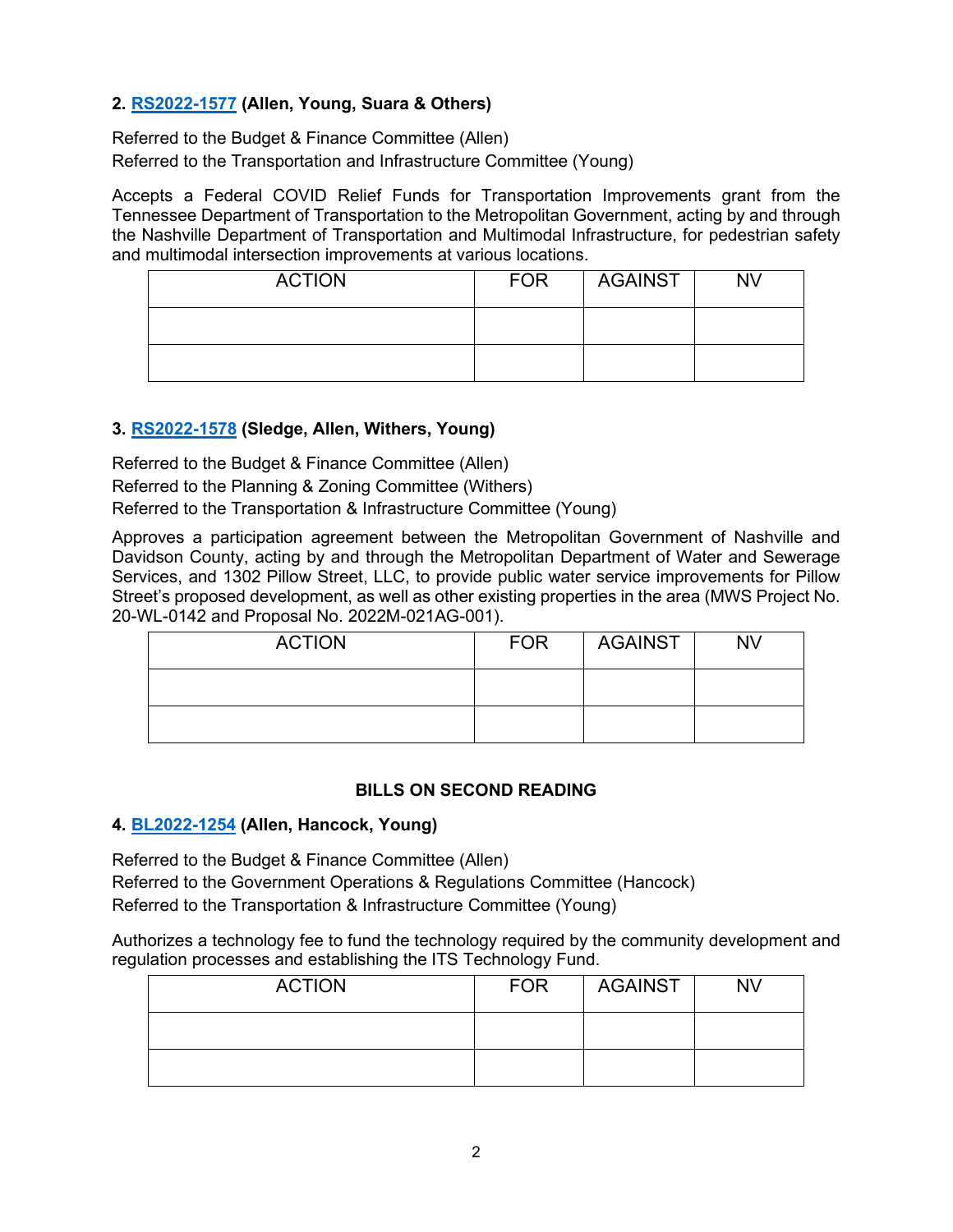**2. RS2022-1577 (Allen, Young, Suara & Others)**

Referred to the Budget & Finance Committee (Allen)
Referred to the Transportation and Infrastructure Committee (Young)

Accepts a Federal COVID Relief Funds for Transportation Improvements grant from the Tennessee Department of Transportation to the Metropolitan Government, acting by and through the Nashville Department of Transportation and Multimodal Infrastructure, for pedestrian safety and multimodal intersection improvements at various locations.

| ACTION | FOR | AGAINST | NV |
|---|---|---|---|
| | | | |
| | | | |

**3. RS2022-1578 (Sledge, Allen, Withers, Young)**

Referred to the Budget & Finance Committee (Allen)
Referred to the Planning & Zoning Committee (Withers)
Referred to the Transportation & Infrastructure Committee (Young)

Approves a participation agreement between the Metropolitan Government of Nashville and Davidson County, acting by and through the Metropolitan Department of Water and Sewerage Services, and 1302 Pillow Street, LLC, to provide public water service improvements for Pillow Street's proposed development, as well as other existing properties in the area (MWS Project No. 20-WL-0142 and Proposal No. 2022M-021AG-001).

| ACTION | FOR | AGAINST | NV |
|---|---|---|---|
| | | | |
| | | | |

## BILLS ON SECOND READING

**4. BL2022-1254 (Allen, Hancock, Young)**

Referred to the Budget & Finance Committee (Allen)
Referred to the Government Operations & Regulations Committee (Hancock)
Referred to the Transportation & Infrastructure Committee (Young)

Authorizes a technology fee to fund the technology required by the community development and regulation processes and establishing the ITS Technology Fund.

| ACTION | FOR | AGAINST | NV |
|---|---|---|---|
| | | | |
| | | | |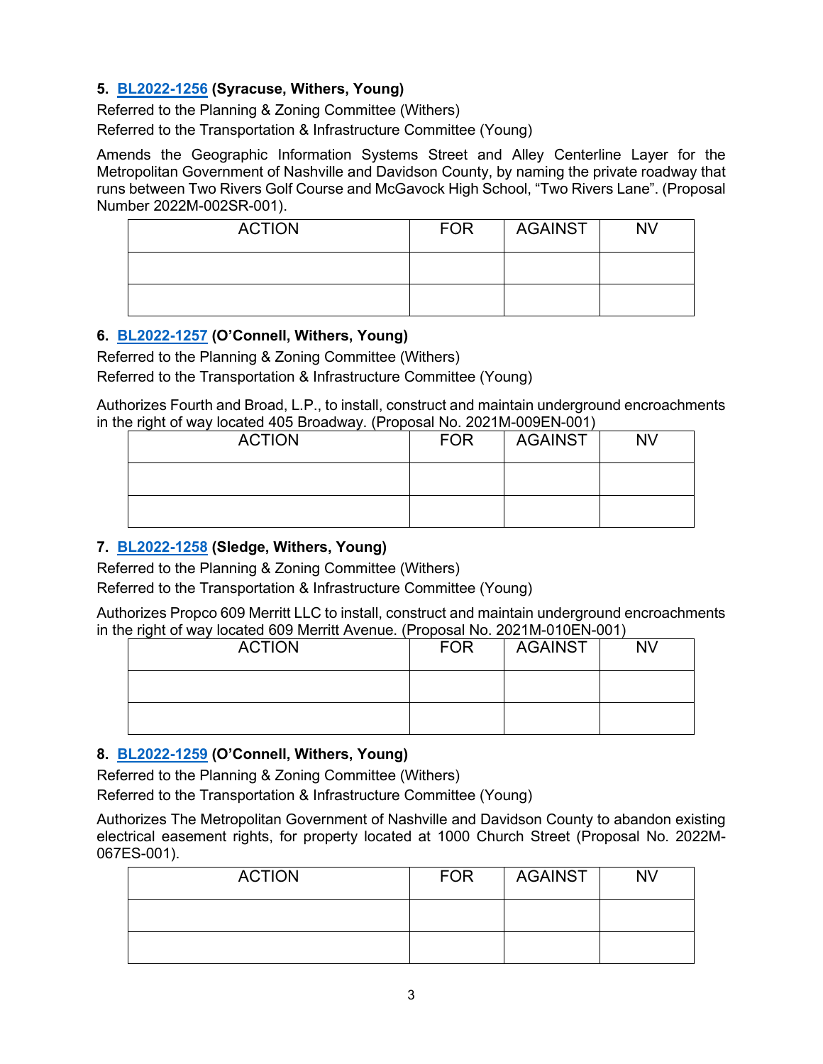**5. BL2022-1256 (Syracuse, Withers, Young)**

Referred to the Planning & Zoning Committee (Withers)
Referred to the Transportation & Infrastructure Committee (Young)

Amends the Geographic Information Systems Street and Alley Centerline Layer for the Metropolitan Government of Nashville and Davidson County, by naming the private roadway that runs between Two Rivers Golf Course and McGavock High School, "Two Rivers Lane". (Proposal Number 2022M-002SR-001).

| ACTION | FOR | AGAINST | NV |
|---|---|---|---|
| | | | |
| | | | |

**6. BL2022-1257 (O'Connell, Withers, Young)**

Referred to the Planning & Zoning Committee (Withers)
Referred to the Transportation & Infrastructure Committee (Young)

Authorizes Fourth and Broad, L.P., to install, construct and maintain underground encroachments in the right of way located 405 Broadway. (Proposal No. 2021M-009EN-001)

| ACTION | FOR | AGAINST | NV |
|---|---|---|---|
| | | | |
| | | | |

**7. BL2022-1258 (Sledge, Withers, Young)**

Referred to the Planning & Zoning Committee (Withers)
Referred to the Transportation & Infrastructure Committee (Young)

Authorizes Propco 609 Merritt LLC to install, construct and maintain underground encroachments in the right of way located 609 Merritt Avenue. (Proposal No. 2021M-010EN-001)

| ACTION | FOR | AGAINST | NV |
|---|---|---|---|
| | | | |
| | | | |

**8. BL2022-1259 (O'Connell, Withers, Young)**

Referred to the Planning & Zoning Committee (Withers)
Referred to the Transportation & Infrastructure Committee (Young)

Authorizes The Metropolitan Government of Nashville and Davidson County to abandon existing electrical easement rights, for property located at 1000 Church Street (Proposal No. 2022M-067ES-001).

| ACTION | FOR | AGAINST | NV |
|---|---|---|---|
| | | | |
| | | | |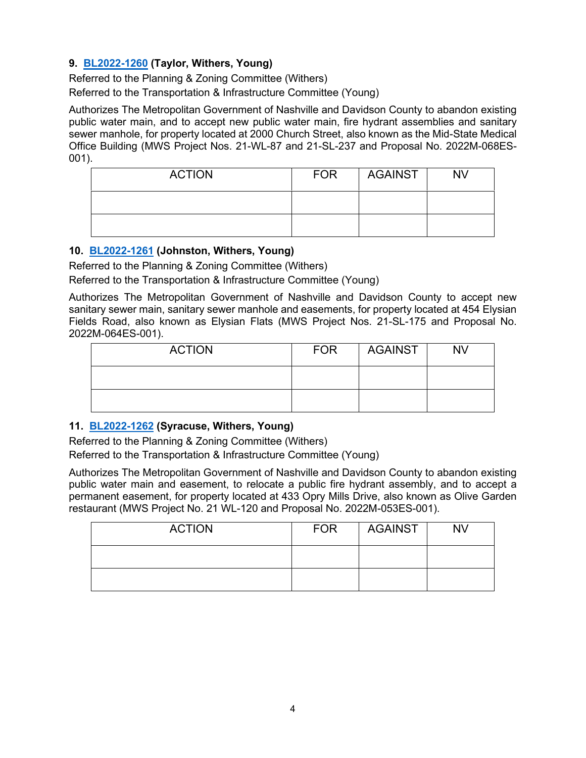**9. BL2022-1260 (Taylor, Withers, Young)**

Referred to the Planning & Zoning Committee (Withers)
Referred to the Transportation & Infrastructure Committee (Young)

Authorizes The Metropolitan Government of Nashville and Davidson County to abandon existing public water main, and to accept new public water main, fire hydrant assemblies and sanitary sewer manhole, for property located at 2000 Church Street, also known as the Mid-State Medical Office Building (MWS Project Nos. 21-WL-87 and 21-SL-237 and Proposal No. 2022M-068ES-001).

| ACTION | FOR | AGAINST | NV |
|---|---|---|---|
| | | | |
| | | | |

**10. BL2022-1261 (Johnston, Withers, Young)**

Referred to the Planning & Zoning Committee (Withers)
Referred to the Transportation & Infrastructure Committee (Young)

Authorizes The Metropolitan Government of Nashville and Davidson County to accept new sanitary sewer main, sanitary sewer manhole and easements, for property located at 454 Elysian Fields Road, also known as Elysian Flats (MWS Project Nos. 21-SL-175 and Proposal No. 2022M-064ES-001).

| ACTION | FOR | AGAINST | NV |
|---|---|---|---|
| | | | |
| | | | |

**11. BL2022-1262 (Syracuse, Withers, Young)**

Referred to the Planning & Zoning Committee (Withers)
Referred to the Transportation & Infrastructure Committee (Young)

Authorizes The Metropolitan Government of Nashville and Davidson County to abandon existing public water main and easement, to relocate a public fire hydrant assembly, and to accept a permanent easement, for property located at 433 Opry Mills Drive, also known as Olive Garden restaurant (MWS Project No. 21 WL-120 and Proposal No. 2022M-053ES-001).

| ACTION | FOR | AGAINST | NV |
|---|---|---|---|
| | | | |
| | | | |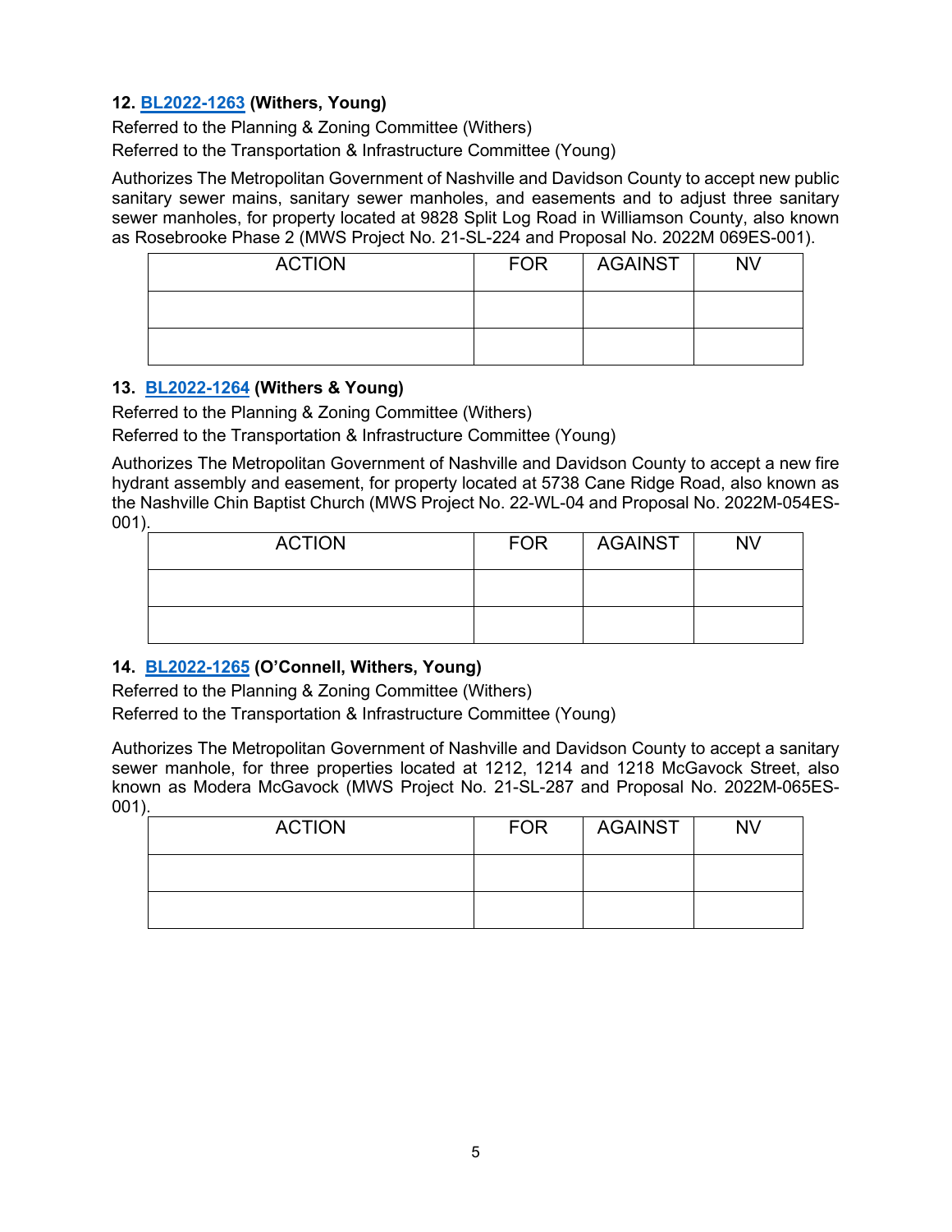**12. BL2022-1263 (Withers, Young)**

Referred to the Planning & Zoning Committee (Withers)
Referred to the Transportation & Infrastructure Committee (Young)

Authorizes The Metropolitan Government of Nashville and Davidson County to accept new public sanitary sewer mains, sanitary sewer manholes, and easements and to adjust three sanitary sewer manholes, for property located at 9828 Split Log Road in Williamson County, also known as Rosebrooke Phase 2 (MWS Project No. 21-SL-224 and Proposal No. 2022M 069ES-001).

| ACTION | FOR | AGAINST | NV |
|---|---|---|---|
| | | | |
| | | | |

**13. BL2022-1264 (Withers & Young)**

Referred to the Planning & Zoning Committee (Withers)
Referred to the Transportation & Infrastructure Committee (Young)

Authorizes The Metropolitan Government of Nashville and Davidson County to accept a new fire hydrant assembly and easement, for property located at 5738 Cane Ridge Road, also known as the Nashville Chin Baptist Church (MWS Project No. 22-WL-04 and Proposal No. 2022M-054ES-001).

| ACTION | FOR | AGAINST | NV |
|---|---|---|---|
| | | | |
| | | | |

**14. BL2022-1265 (O'Connell, Withers, Young)**

Referred to the Planning & Zoning Committee (Withers)
Referred to the Transportation & Infrastructure Committee (Young)

Authorizes The Metropolitan Government of Nashville and Davidson County to accept a sanitary sewer manhole, for three properties located at 1212, 1214 and 1218 McGavock Street, also known as Modera McGavock (MWS Project No. 21-SL-287 and Proposal No. 2022M-065ES-001).

| ACTION | FOR | AGAINST | NV |
|---|---|---|---|
| | | | |
| | | | |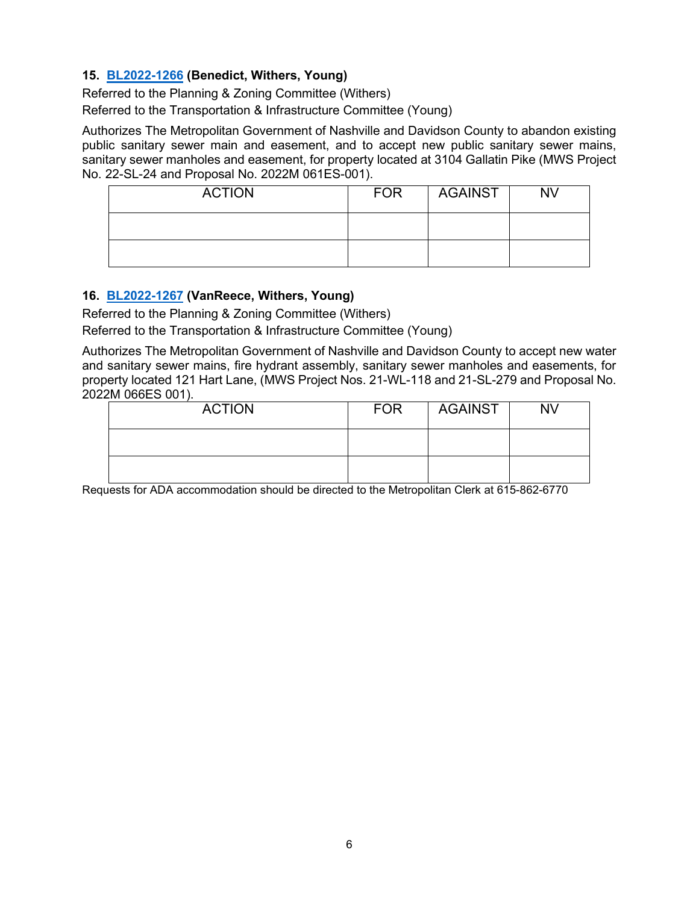**15. BL2022-1266 (Benedict, Withers, Young)**

Referred to the Planning & Zoning Committee (Withers)

Referred to the Transportation & Infrastructure Committee (Young)

Authorizes The Metropolitan Government of Nashville and Davidson County to abandon existing public sanitary sewer main and easement, and to accept new public sanitary sewer mains, sanitary sewer manholes and easement, for property located at 3104 Gallatin Pike (MWS Project No. 22-SL-24 and Proposal No. 2022M 061ES-001).

| ACTION | FOR | AGAINST | NV |
|---|---|---|---|
| | | | |
| | | | |

**16. BL2022-1267 (VanReece, Withers, Young)**

Referred to the Planning & Zoning Committee (Withers)

Referred to the Transportation & Infrastructure Committee (Young)

Authorizes The Metropolitan Government of Nashville and Davidson County to accept new water and sanitary sewer mains, fire hydrant assembly, sanitary sewer manholes and easements, for property located 121 Hart Lane, (MWS Project Nos. 21-WL-118 and 21-SL-279 and Proposal No. 2022M 066ES 001).

| ACTION | FOR | AGAINST | NV |
|---|---|---|---|
| | | | |
| | | | |

Requests for ADA accommodation should be directed to the Metropolitan Clerk at 615-862-6770